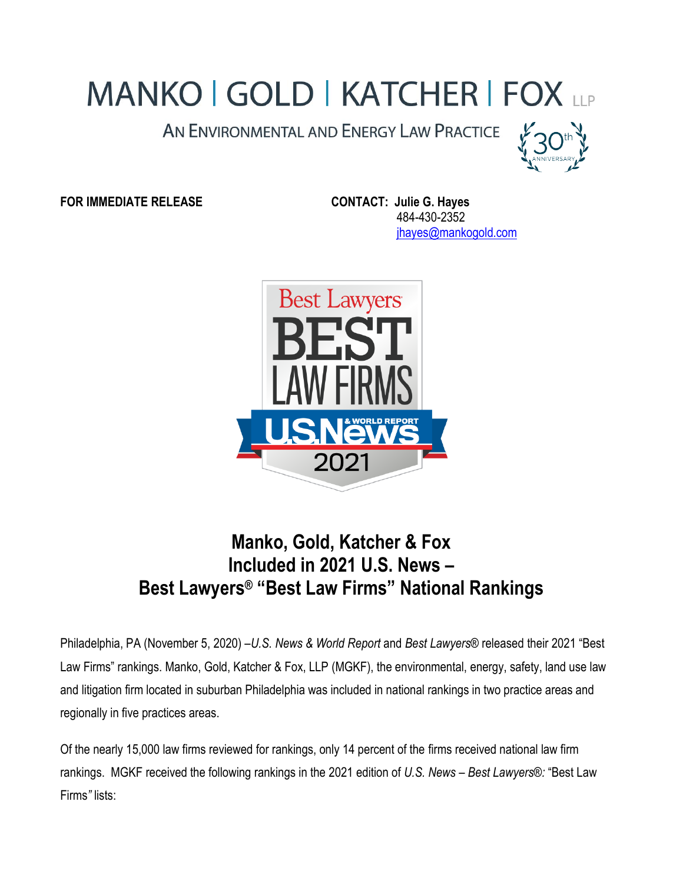# MANKO | GOLD | KATCHER | FOX LLP

AN ENVIRONMENTAL AND ENERGY LAW PRACTICE

30th ANNIVERSARY

**FOR IMMEDIATE RELEASE**

**CONTACT: Julie G. Hayes**
484-430-2352
jhayes@mankogold.com

## Manko, Gold, Katcher & Fox Included in 2021 U.S. News – Best Lawyers® "Best Law Firms" National Rankings

Philadelphia, PA (November 5, 2020) –*U.S. News & World Report* and *Best Lawyers*® released their 2021 "Best Law Firms" rankings. Manko, Gold, Katcher & Fox, LLP (MGKF), the environmental, energy, safety, land use law and litigation firm located in suburban Philadelphia was included in national rankings in two practice areas and regionally in five practices areas.

Of the nearly 15,000 law firms reviewed for rankings, only 14 percent of the firms received national law firm rankings. MGKF received the following rankings in the 2021 edition of *U.S. News – Best Lawyers®:* "Best Law Firms*"* lists: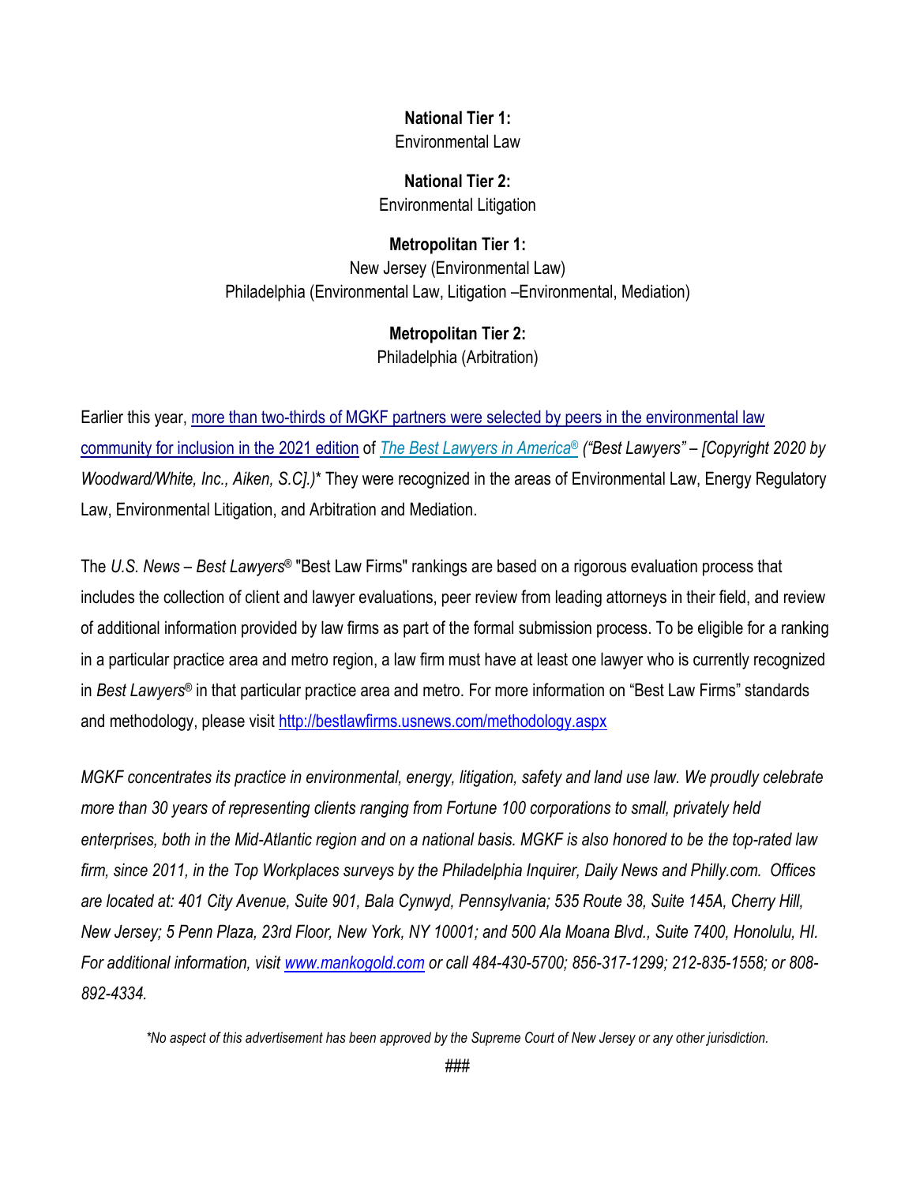**National Tier 1:**
Environmental Law

**National Tier 2:**
Environmental Litigation

**Metropolitan Tier 1:**
New Jersey (Environmental Law)
Philadelphia (Environmental Law, Litigation –Environmental, Mediation)

**Metropolitan Tier 2:**
Philadelphia (Arbitration)

Earlier this year, more than two-thirds of MGKF partners were selected by peers in the environmental law community for inclusion in the 2021 edition of *The Best Lawyers in America®* *("Best Lawyers" – [Copyright 2020 by Woodward/White, Inc., Aiken, S.C].)** They were recognized in the areas of Environmental Law, Energy Regulatory Law, Environmental Litigation, and Arbitration and Mediation.

The *U.S. News – Best Lawyers®* "Best Law Firms" rankings are based on a rigorous evaluation process that includes the collection of client and lawyer evaluations, peer review from leading attorneys in their field, and review of additional information provided by law firms as part of the formal submission process. To be eligible for a ranking in a particular practice area and metro region, a law firm must have at least one lawyer who is currently recognized in *Best Lawyers®* in that particular practice area and metro. For more information on "Best Law Firms" standards and methodology, please visit http://bestlawfirms.usnews.com/methodology.aspx

*MGKF concentrates its practice in environmental, energy, litigation, safety and land use law. We proudly celebrate more than 30 years of representing clients ranging from Fortune 100 corporations to small, privately held enterprises, both in the Mid-Atlantic region and on a national basis. MGKF is also honored to be the top-rated law firm, since 2011, in the Top Workplaces surveys by the Philadelphia Inquirer, Daily News and Philly.com. Offices are located at: 401 City Avenue, Suite 901, Bala Cynwyd, Pennsylvania; 535 Route 38, Suite 145A, Cherry Hill, New Jersey; 5 Penn Plaza, 23rd Floor, New York, NY 10001; and 500 Ala Moana Blvd., Suite 7400, Honolulu, HI. For additional information, visit www.mankogold.com or call 484-430-5700; 856-317-1299; 212-835-1558; or 808-892-4334.*

*\*No aspect of this advertisement has been approved by the Supreme Court of New Jersey or any other jurisdiction.*

###